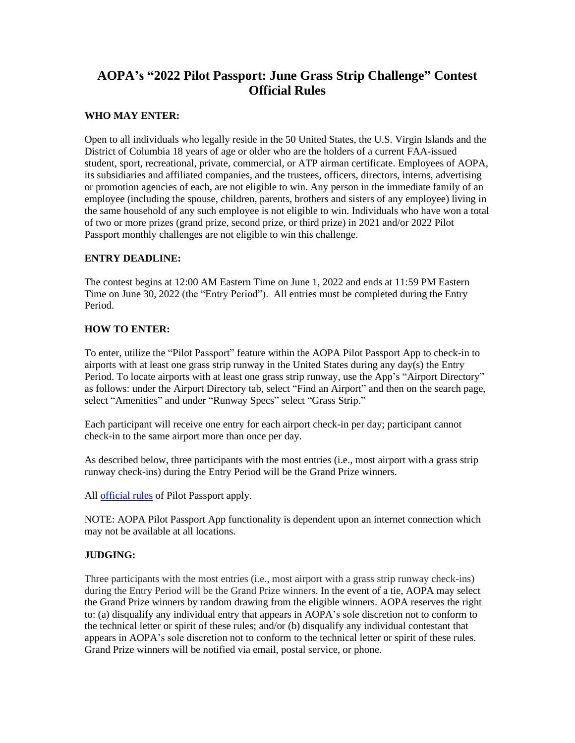# AOPA's "2022 Pilot Passport: June Grass Strip Challenge" Contest Official Rules

**WHO MAY ENTER:**

Open to all individuals who legally reside in the 50 United States, the U.S. Virgin Islands and the District of Columbia 18 years of age or older who are the holders of a current FAA-issued student, sport, recreational, private, commercial, or ATP airman certificate. Employees of AOPA, its subsidiaries and affiliated companies, and the trustees, officers, directors, interns, advertising or promotion agencies of each, are not eligible to win. Any person in the immediate family of an employee (including the spouse, children, parents, brothers and sisters of any employee) living in the same household of any such employee is not eligible to win. Individuals who have won a total of two or more prizes (grand prize, second prize, or third prize) in 2021 and/or 2022 Pilot Passport monthly challenges are not eligible to win this challenge.

**ENTRY DEADLINE:**

The contest begins at 12:00 AM Eastern Time on June 1, 2022 and ends at 11:59 PM Eastern Time on June 30, 2022 (the "Entry Period"). All entries must be completed during the Entry Period.

**HOW TO ENTER:**

To enter, utilize the "Pilot Passport" feature within the AOPA Pilot Passport App to check-in to airports with at least one grass strip runway in the United States during any day(s) the Entry Period. To locate airports with at least one grass strip runway, use the App's "Airport Directory" as follows: under the Airport Directory tab, select "Find an Airport" and then on the search page, select "Amenities" and under "Runway Specs" select "Grass Strip."

Each participant will receive one entry for each airport check-in per day; participant cannot check-in to the same airport more than once per day.

As described below, three participants with the most entries (i.e., most airport with a grass strip runway check-ins) during the Entry Period will be the Grand Prize winners.

All official rules of Pilot Passport apply.

NOTE: AOPA Pilot Passport App functionality is dependent upon an internet connection which may not be available at all locations.

**JUDGING:**

Three participants with the most entries (i.e., most airport with a grass strip runway check-ins) during the Entry Period will be the Grand Prize winners. In the event of a tie, AOPA may select the Grand Prize winners by random drawing from the eligible winners. AOPA reserves the right to: (a) disqualify any individual entry that appears in AOPA's sole discretion not to conform to the technical letter or spirit of these rules; and/or (b) disqualify any individual contestant that appears in AOPA's sole discretion not to conform to the technical letter or spirit of these rules. Grand Prize winners will be notified via email, postal service, or phone.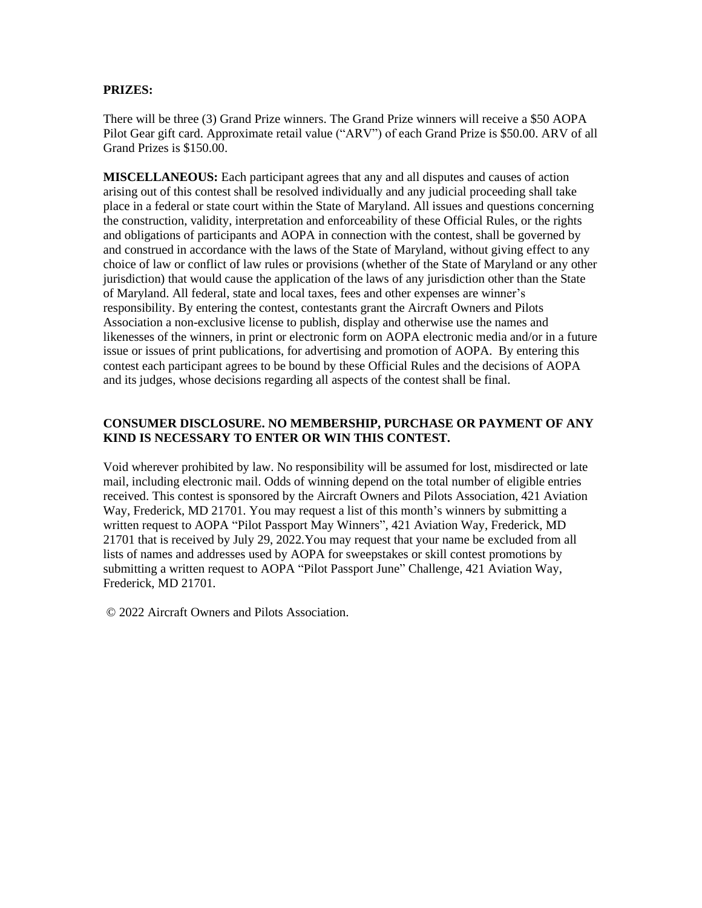**PRIZES:**

There will be three (3) Grand Prize winners. The Grand Prize winners will receive a $50 AOPA Pilot Gear gift card. Approximate retail value ("ARV") of each Grand Prize is $50.00. ARV of all Grand Prizes is $150.00.

**MISCELLANEOUS:** Each participant agrees that any and all disputes and causes of action arising out of this contest shall be resolved individually and any judicial proceeding shall take place in a federal or state court within the State of Maryland. All issues and questions concerning the construction, validity, interpretation and enforceability of these Official Rules, or the rights and obligations of participants and AOPA in connection with the contest, shall be governed by and construed in accordance with the laws of the State of Maryland, without giving effect to any choice of law or conflict of law rules or provisions (whether of the State of Maryland or any other jurisdiction) that would cause the application of the laws of any jurisdiction other than the State of Maryland. All federal, state and local taxes, fees and other expenses are winner's responsibility. By entering the contest, contestants grant the Aircraft Owners and Pilots Association a non-exclusive license to publish, display and otherwise use the names and likenesses of the winners, in print or electronic form on AOPA electronic media and/or in a future issue or issues of print publications, for advertising and promotion of AOPA. By entering this contest each participant agrees to be bound by these Official Rules and the decisions of AOPA and its judges, whose decisions regarding all aspects of the contest shall be final.

**CONSUMER DISCLOSURE. NO MEMBERSHIP, PURCHASE OR PAYMENT OF ANY KIND IS NECESSARY TO ENTER OR WIN THIS CONTEST.**

Void wherever prohibited by law. No responsibility will be assumed for lost, misdirected or late mail, including electronic mail. Odds of winning depend on the total number of eligible entries received. This contest is sponsored by the Aircraft Owners and Pilots Association, 421 Aviation Way, Frederick, MD 21701. You may request a list of this month's winners by submitting a written request to AOPA "Pilot Passport May Winners", 421 Aviation Way, Frederick, MD 21701 that is received by July 29, 2022.You may request that your name be excluded from all lists of names and addresses used by AOPA for sweepstakes or skill contest promotions by submitting a written request to AOPA "Pilot Passport June" Challenge, 421 Aviation Way, Frederick, MD 21701.

© 2022 Aircraft Owners and Pilots Association.